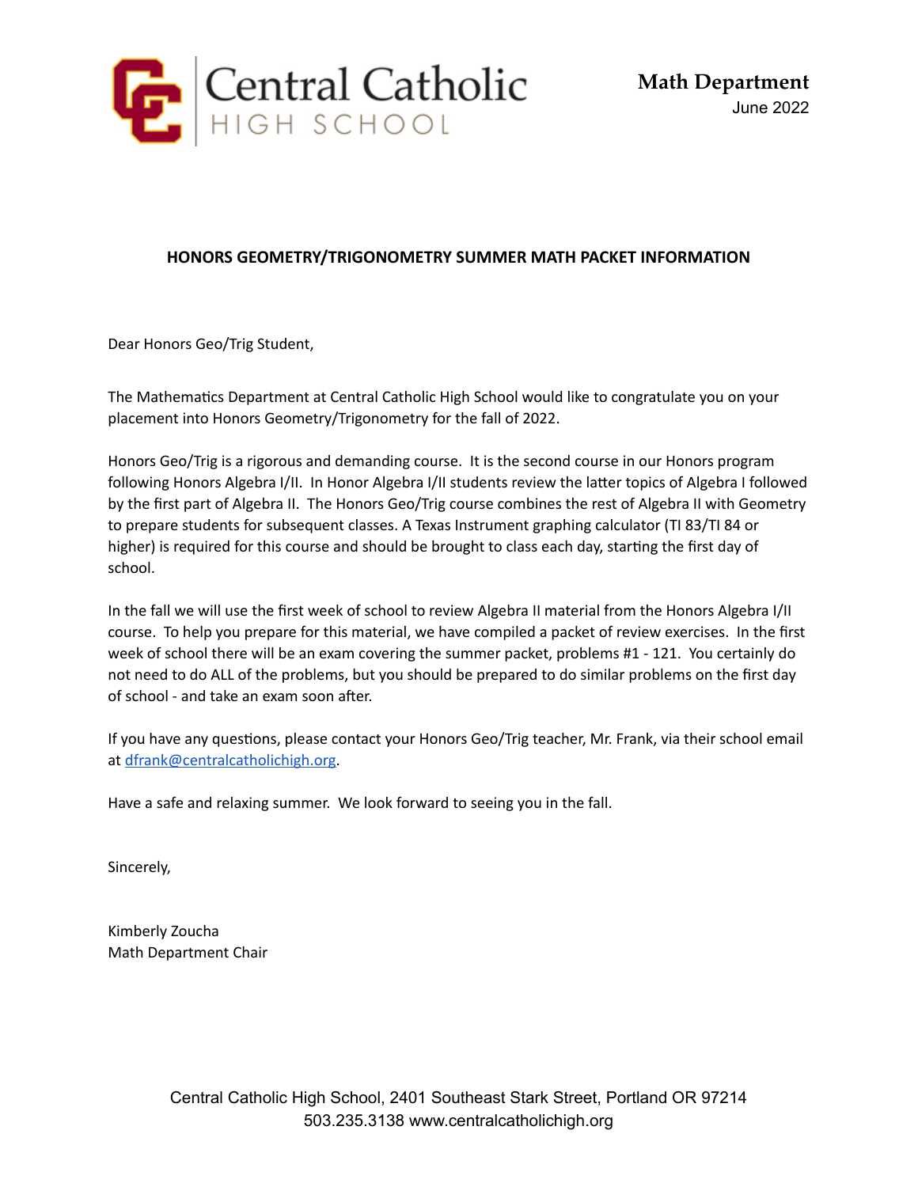Central Catholic
HIGH SCHOOL

**Math Department**
June 2022

## HONORS GEOMETRY/TRIGONOMETRY SUMMER MATH PACKET INFORMATION

Dear Honors Geo/Trig Student,

The Mathematics Department at Central Catholic High School would like to congratulate you on your placement into Honors Geometry/Trigonometry for the fall of 2022.

Honors Geo/Trig is a rigorous and demanding course. It is the second course in our Honors program following Honors Algebra I/II. In Honor Algebra I/II students review the latter topics of Algebra I followed by the first part of Algebra II. The Honors Geo/Trig course combines the rest of Algebra II with Geometry to prepare students for subsequent classes. A Texas Instrument graphing calculator (TI 83/TI 84 or higher) is required for this course and should be brought to class each day, starting the first day of school.

In the fall we will use the first week of school to review Algebra II material from the Honors Algebra I/II course. To help you prepare for this material, we have compiled a packet of review exercises. In the first week of school there will be an exam covering the summer packet, problems #1 - 121. You certainly do not need to do ALL of the problems, but you should be prepared to do similar problems on the first day of school - and take an exam soon after.

If you have any questions, please contact your Honors Geo/Trig teacher, Mr. Frank, via their school email at [dfrank@centralcatholichigh.org](mailto:dfrank@centralcatholichigh.org).

Have a safe and relaxing summer. We look forward to seeing you in the fall.

Sincerely,

Kimberly Zoucha
Math Department Chair

Central Catholic High School, 2401 Southeast Stark Street, Portland OR 97214
503.235.3138 www.centralcatholichigh.org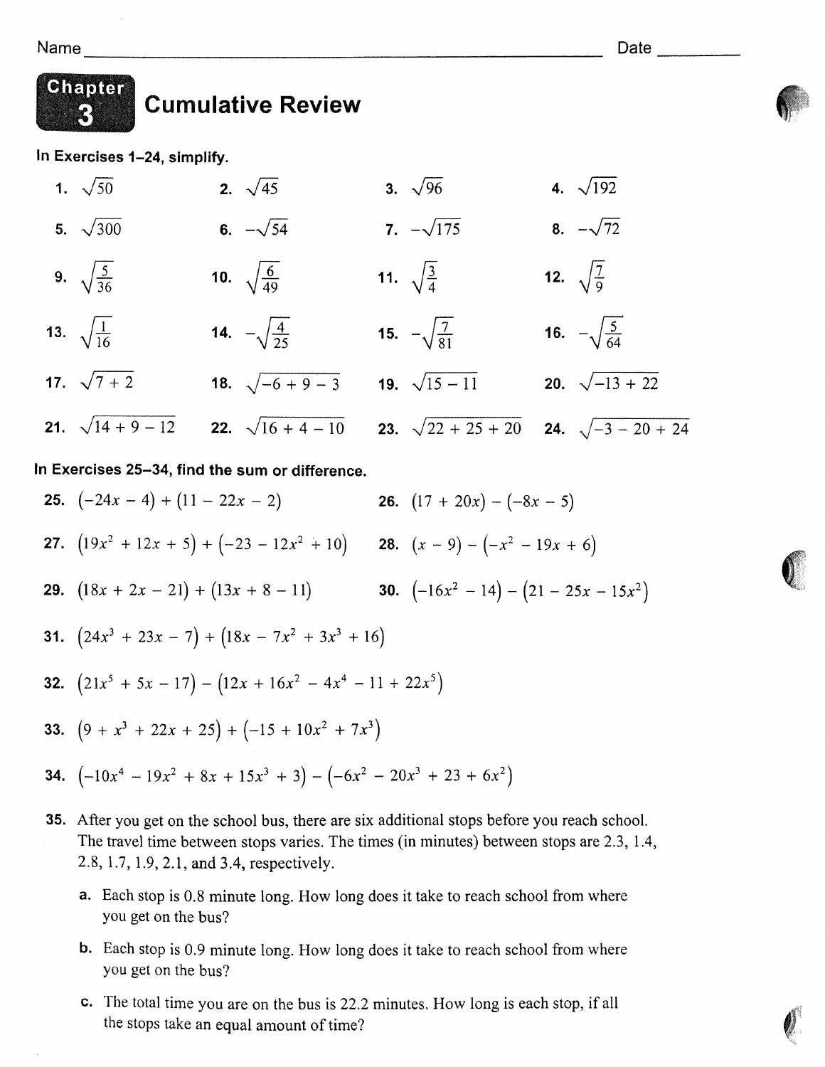Name ______________________________ Date __________

## Chapter 3 Cumulative Review

**In Exercises 1–24, simplify.**

1. $\sqrt{50}$
2. $\sqrt{45}$
3. $\sqrt{96}$
4. $\sqrt{192}$
5. $\sqrt{300}$
6. $-\sqrt{54}$
7. $-\sqrt{175}$
8. $-\sqrt{72}$
9. $\sqrt{\frac{5}{36}}$
10. $\sqrt{\frac{6}{49}}$
11. $\sqrt{\frac{3}{4}}$
12. $\sqrt{\frac{7}{9}}$
13. $\sqrt{\frac{1}{16}}$
14. $-\sqrt{\frac{4}{25}}$
15. $-\sqrt{\frac{7}{81}}$
16. $-\sqrt{\frac{5}{64}}$
17. $\sqrt{7+2}$
18. $\sqrt{-6+9-3}$
19. $\sqrt{15-11}$
20. $\sqrt{-13+22}$
21. $\sqrt{14+9-12}$
22. $\sqrt{16+4-10}$
23. $\sqrt{22+25+20}$
24. $\sqrt{-3-20+24}$

**In Exercises 25–34, find the sum or difference.**

25. $(-24x - 4) + (11 - 22x - 2)$
26. $(17 + 20x) - (-8x - 5)$
27. $(19x^2 + 12x + 5) + (-23 - 12x^2 + 10)$
28. $(x - 9) - (-x^2 - 19x + 6)$
29. $(18x + 2x - 21) + (13x + 8 - 11)$
30. $(-16x^2 - 14) - (21 - 25x - 15x^2)$
31. $(24x^3 + 23x - 7) + (18x - 7x^2 + 3x^3 + 16)$
32. $(21x^5 + 5x - 17) - (12x + 16x^2 - 4x^4 - 11 + 22x^5)$
33. $(9 + x^3 + 22x + 25) + (-15 + 10x^2 + 7x^3)$
34. $(-10x^4 - 19x^2 + 8x + 15x^3 + 3) - (-6x^2 - 20x^3 + 23 + 6x^2)$

35. After you get on the school bus, there are six additional stops before you reach school. The travel time between stops varies. The times (in minutes) between stops are 2.3, 1.4, 2.8, 1.7, 1.9, 2.1, and 3.4, respectively.

    a. Each stop is 0.8 minute long. How long does it take to reach school from where you get on the bus?

    b. Each stop is 0.9 minute long. How long does it take to reach school from where you get on the bus?

    c. The total time you are on the bus is 22.2 minutes. How long is each stop, if all the stops take an equal amount of time?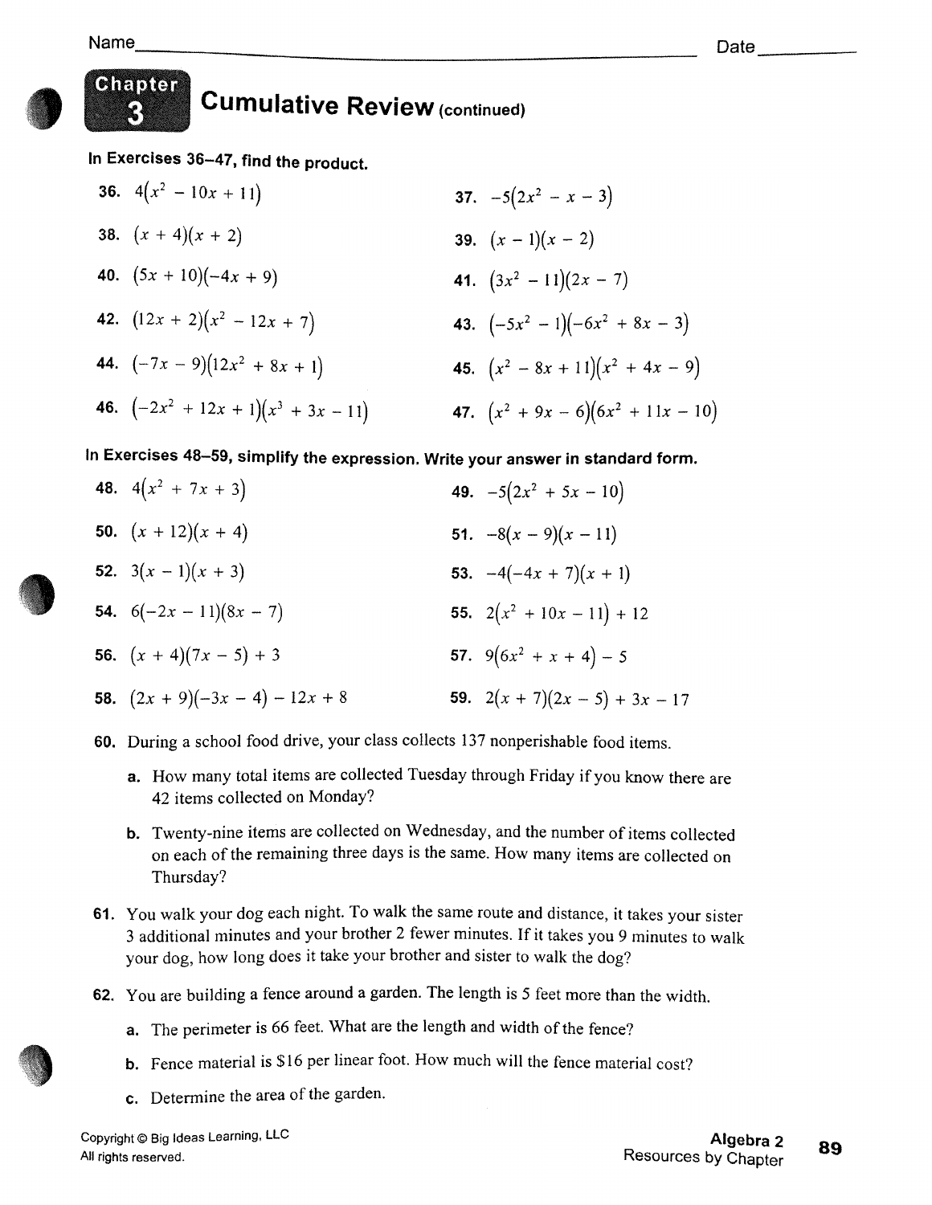Name \_\_\_\_\_\_\_\_\_\_\_\_\_\_\_\_\_\_\_\_\_\_\_\_\_\_\_\_\_\_\_\_\_\_\_\_\_\_\_\_ Date \_\_\_\_\_\_\_\_\_\_

# Chapter 3 Cumulative Review (continued)

**In Exercises 36–47, find the product.**

**36.** $4(x^2 - 10x + 11)$

**37.** $-5(2x^2 - x - 3)$

**38.** $(x + 4)(x + 2)$

**39.** $(x - 1)(x - 2)$

**40.** $(5x + 10)(-4x + 9)$

**41.** $(3x^2 - 11)(2x - 7)$

**42.** $(12x + 2)(x^2 - 12x + 7)$

**43.** $(-5x^2 - 1)(-6x^2 + 8x - 3)$

**44.** $(-7x - 9)(12x^2 + 8x + 1)$

**45.** $(x^2 - 8x + 11)(x^2 + 4x - 9)$

**46.** $(-2x^2 + 12x + 1)(x^3 + 3x - 11)$

**47.** $(x^2 + 9x - 6)(6x^2 + 11x - 10)$

**In Exercises 48–59, simplify the expression. Write your answer in standard form.**

**48.** $4(x^2 + 7x + 3)$

**49.** $-5(2x^2 + 5x - 10)$

**50.** $(x + 12)(x + 4)$

**51.** $-8(x - 9)(x - 11)$

**52.** $3(x - 1)(x + 3)$

**53.** $-4(-4x + 7)(x + 1)$

**54.** $6(-2x - 11)(8x - 7)$

**55.** $2(x^2 + 10x - 11) + 12$

**56.** $(x + 4)(7x - 5) + 3$

**57.** $9(6x^2 + x + 4) - 5$

**58.** $(2x + 9)(-3x - 4) - 12x + 8$

**59.** $2(x + 7)(2x - 5) + 3x - 17$

**60.** During a school food drive, your class collects 137 nonperishable food items.

- **a.** How many total items are collected Tuesday through Friday if you know there are 42 items collected on Monday?
- **b.** Twenty-nine items are collected on Wednesday, and the number of items collected on each of the remaining three days is the same. How many items are collected on Thursday?

**61.** You walk your dog each night. To walk the same route and distance, it takes your sister 3 additional minutes and your brother 2 fewer minutes. If it takes you 9 minutes to walk your dog, how long does it take your brother and sister to walk the dog?

**62.** You are building a fence around a garden. The length is 5 feet more than the width.

- **a.** The perimeter is 66 feet. What are the length and width of the fence?
- **b.** Fence material is $16 per linear foot. How much will the fence material cost?
- **c.** Determine the area of the garden.

Copyright © Big Ideas Learning, LLC
All rights reserved.

Algebra 2
Resources by Chapter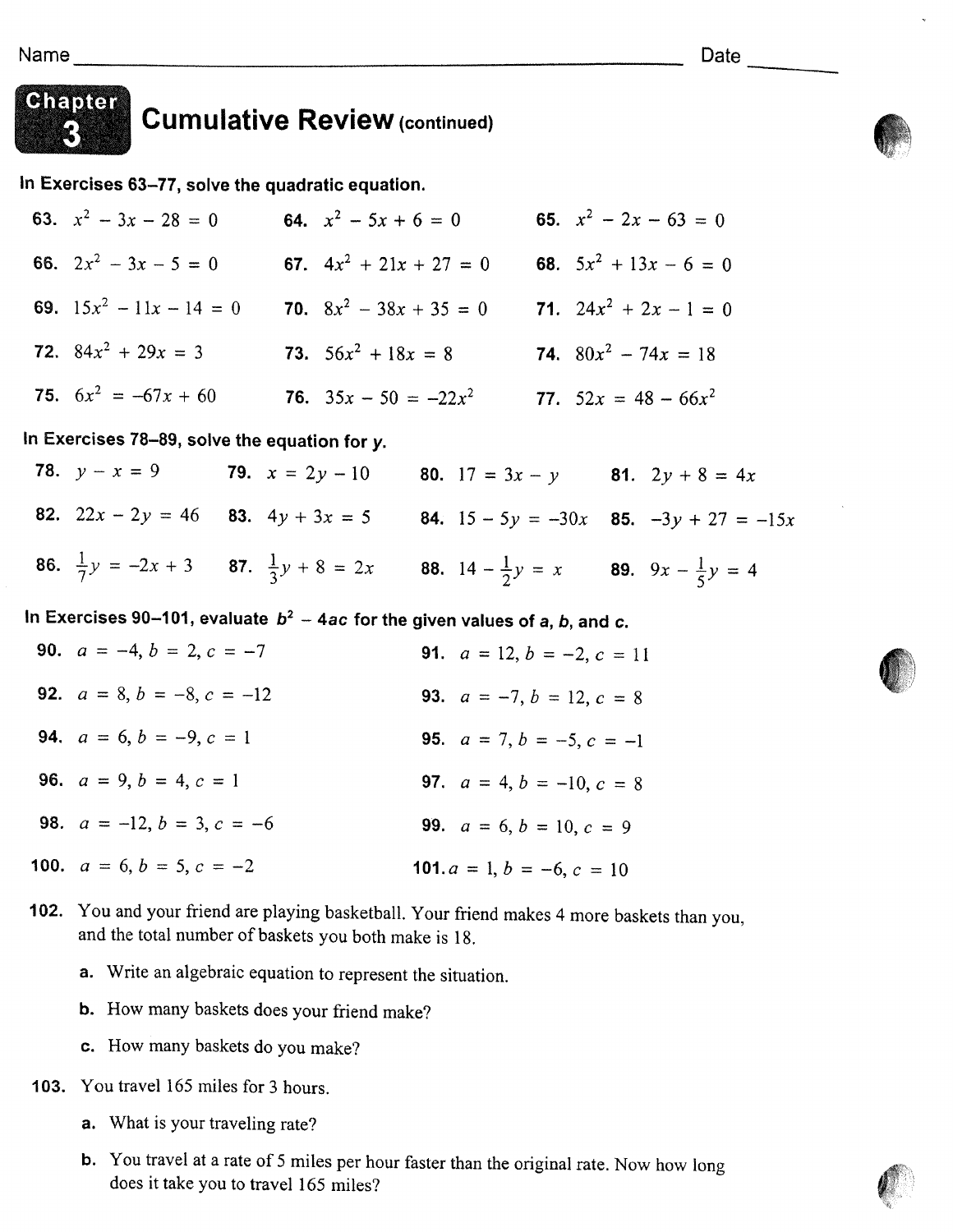Name _______________________________________________ Date ________

## Chapter 3 Cumulative Review (continued)

**In Exercises 63–77, solve the quadratic equation.**

**63.** $x^2 - 3x - 28 = 0$

**64.** $x^2 - 5x + 6 = 0$

**65.** $x^2 - 2x - 63 = 0$

**66.** $2x^2 - 3x - 5 = 0$

**67.** $4x^2 + 21x + 27 = 0$

**68.** $5x^2 + 13x - 6 = 0$

**69.** $15x^2 - 11x - 14 = 0$

**70.** $8x^2 - 38x + 35 = 0$

**71.** $24x^2 + 2x - 1 = 0$

**72.** $84x^2 + 29x = 3$

**73.** $56x^2 + 18x = 8$

**74.** $80x^2 - 74x = 18$

**75.** $6x^2 = -67x + 60$

**76.** $35x - 50 = -22x^2$

**77.** $52x = 48 - 66x^2$

**In Exercises 78–89, solve the equation for *y*.**

**78.** $y - x = 9$

**79.** $x = 2y - 10$

**80.** $17 = 3x - y$

**81.** $2y + 8 = 4x$

**82.** $22x - 2y = 46$

**83.** $4y + 3x = 5$

**84.** $15 - 5y = -30x$

**85.** $-3y + 27 = -15x$

**86.** $\frac{1}{7}y = -2x + 3$

**87.** $\frac{1}{3}y + 8 = 2x$

**88.** $14 - \frac{1}{2}y = x$

**89.** $9x - \frac{1}{5}y = 4$

**In Exercises 90–101, evaluate $b^2 - 4ac$ for the given values of *a*, *b*, and *c*.**

**90.** $a = -4, b = 2, c = -7$

**91.** $a = 12, b = -2, c = 11$

**92.** $a = 8, b = -8, c = -12$

**93.** $a = -7, b = 12, c = 8$

**94.** $a = 6, b = -9, c = 1$

**95.** $a = 7, b = -5, c = -1$

**96.** $a = 9, b = 4, c = 1$

**97.** $a = 4, b = -10, c = 8$

**98.** $a = -12, b = 3, c = -6$

**99.** $a = 6, b = 10, c = 9$

**100.** $a = 6, b = 5, c = -2$

**101.** $a = 1, b = -6, c = 10$

**102.** You and your friend are playing basketball. Your friend makes 4 more baskets than you, and the total number of baskets you both make is 18.

- **a.** Write an algebraic equation to represent the situation.
- **b.** How many baskets does your friend make?
- **c.** How many baskets do you make?

**103.** You travel 165 miles for 3 hours.

- **a.** What is your traveling rate?
- **b.** You travel at a rate of 5 miles per hour faster than the original rate. Now how long does it take you to travel 165 miles?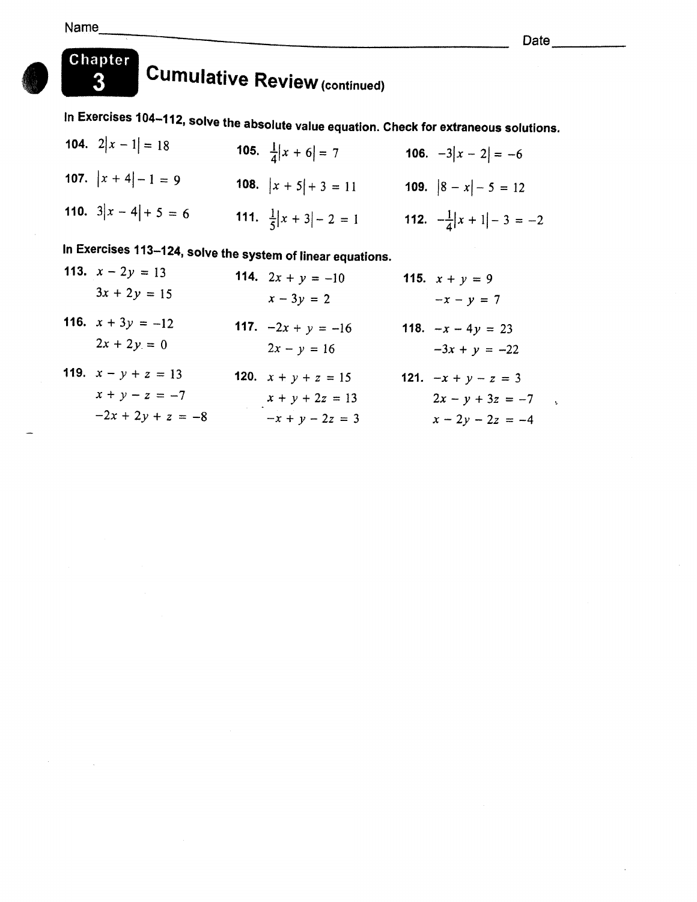Name________________________________ Date__________

# Chapter 3 Cumulative Review (continued)

**In Exercises 104–112, solve the absolute value equation. Check for extraneous solutions.**

**104.** $2|x - 1| = 18$

**105.** $\frac{1}{4}|x + 6| = 7$

**106.** $-3|x - 2| = -6$

**107.** $|x + 4| - 1 = 9$

**108.** $|x + 5| + 3 = 11$

**109.** $|8 - x| - 5 = 12$

**110.** $3|x - 4| + 5 = 6$

**111.** $\frac{1}{5}|x + 3| - 2 = 1$

**112.** $-\frac{1}{4}|x + 1| - 3 = -2$

**In Exercises 113–124, solve the system of linear equations.**

**113.** $x - 2y = 13$
$3x + 2y = 15$

**114.** $2x + y = -10$
$x - 3y = 2$

**115.** $x + y = 9$
$-x - y = 7$

**116.** $x + 3y = -12$
$2x + 2y = 0$

**117.** $-2x + y = -16$
$2x - y = 16$

**118.** $-x - 4y = 23$
$-3x + y = -22$

**119.** $x - y + z = 13$
$x + y - z = -7$
$-2x + 2y + z = -8$

**120.** $x + y + z = 15$
$x + y + 2z = 13$
$-x + y - 2z = 3$

**121.** $-x + y - z = 3$
$2x - y + 3z = -7$
$x - 2y - 2z = -4$